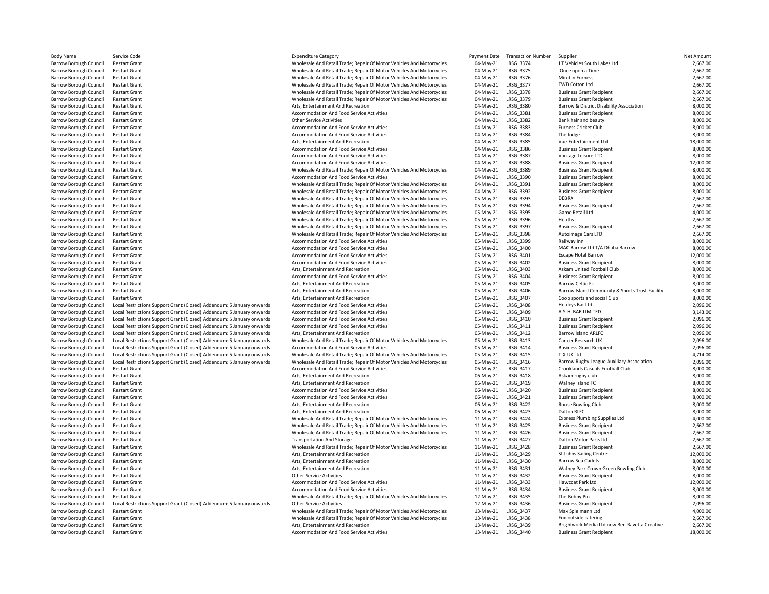| Body Name | Service Code | Expenditure Category | Payment Date | Transaction Number | Supplier | Net Amount |
|---|---|---|---|---|---|---|
| Barrow Borough Council | Restart Grant | Wholesale And Retail Trade; Repair Of Motor Vehicles And Motorcycles | 04-May-21 | LRSG_3374 | J T Vehicles South Lakes Ltd | 2,667.00 |
| Barrow Borough Council | Restart Grant | Wholesale And Retail Trade; Repair Of Motor Vehicles And Motorcycles | 04-May-21 | LRSG_3375 | Once upon a Time | 2,667.00 |
| Barrow Borough Council | Restart Grant | Wholesale And Retail Trade; Repair Of Motor Vehicles And Motorcycles | 04-May-21 | LRSG_3376 | Mind In Furness | 2,667.00 |
| Barrow Borough Council | Restart Grant | Wholesale And Retail Trade; Repair Of Motor Vehicles And Motorcycles | 04-May-21 | LRSG_3377 | EWB Cotton Ltd | 2,667.00 |
| Barrow Borough Council | Restart Grant | Wholesale And Retail Trade; Repair Of Motor Vehicles And Motorcycles | 04-May-21 | LRSG_3378 | Business Grant Recipient | 2,667.00 |
| Barrow Borough Council | Restart Grant | Wholesale And Retail Trade; Repair Of Motor Vehicles And Motorcycles | 04-May-21 | LRSG_3379 | Business Grant Recipient | 2,667.00 |
| Barrow Borough Council | Restart Grant | Arts, Entertainment And Recreation | 04-May-21 | LRSG_3380 | Barrow & District Disability Association | 8,000.00 |
| Barrow Borough Council | Restart Grant | Accommodation And Food Service Activities | 04-May-21 | LRSG_3381 | Business Grant Recipient | 8,000.00 |
| Barrow Borough Council | Restart Grant | Other Service Activities | 04-May-21 | LRSG_3382 | Bank hair and beauty | 8,000.00 |
| Barrow Borough Council | Restart Grant | Accommodation And Food Service Activities | 04-May-21 | LRSG_3383 | Furness Cricket Club | 8,000.00 |
| Barrow Borough Council | Restart Grant | Accommodation And Food Service Activities | 04-May-21 | LRSG_3384 | The lodge | 8,000.00 |
| Barrow Borough Council | Restart Grant | Arts, Entertainment And Recreation | 04-May-21 | LRSG_3385 | Vue Entertainment Ltd | 18,000.00 |
| Barrow Borough Council | Restart Grant | Accommodation And Food Service Activities | 04-May-21 | LRSG_3386 | Business Grant Recipient | 8,000.00 |
| Barrow Borough Council | Restart Grant | Accommodation And Food Service Activities | 04-May-21 | LRSG_3387 | Vantage Leisure LTD | 8,000.00 |
| Barrow Borough Council | Restart Grant | Accommodation And Food Service Activities | 04-May-21 | LRSG_3388 | Business Grant Recipient | 12,000.00 |
| Barrow Borough Council | Restart Grant | Wholesale And Retail Trade; Repair Of Motor Vehicles And Motorcycles | 04-May-21 | LRSG_3389 | Business Grant Recipient | 8,000.00 |
| Barrow Borough Council | Restart Grant | Accommodation And Food Service Activities | 04-May-21 | LRSG_3390 | Business Grant Recipient | 8,000.00 |
| Barrow Borough Council | Restart Grant | Wholesale And Retail Trade; Repair Of Motor Vehicles And Motorcycles | 04-May-21 | LRSG_3391 | Business Grant Recipient | 8,000.00 |
| Barrow Borough Council | Restart Grant | Wholesale And Retail Trade; Repair Of Motor Vehicles And Motorcycles | 04-May-21 | LRSG_3392 | Business Grant Recipient | 8,000.00 |
| Barrow Borough Council | Restart Grant | Wholesale And Retail Trade; Repair Of Motor Vehicles And Motorcycles | 05-May-21 | LRSG_3393 | DEBRA | 2,667.00 |
| Barrow Borough Council | Restart Grant | Wholesale And Retail Trade; Repair Of Motor Vehicles And Motorcycles | 05-May-21 | LRSG_3394 | Business Grant Recipient | 2,667.00 |
| Barrow Borough Council | Restart Grant | Wholesale And Retail Trade; Repair Of Motor Vehicles And Motorcycles | 05-May-21 | LRSG_3395 | Game Retail Ltd | 4,000.00 |
| Barrow Borough Council | Restart Grant | Wholesale And Retail Trade; Repair Of Motor Vehicles And Motorcycles | 05-May-21 | LRSG_3396 | Heaths | 2,667.00 |
| Barrow Borough Council | Restart Grant | Wholesale And Retail Trade; Repair Of Motor Vehicles And Motorcycles | 05-May-21 | LRSG_3397 | Business Grant Recipient | 2,667.00 |
| Barrow Borough Council | Restart Grant | Wholesale And Retail Trade; Repair Of Motor Vehicles And Motorcycles | 05-May-21 | LRSG_3398 | Autoimage Cars LTD | 2,667.00 |
| Barrow Borough Council | Restart Grant | Accommodation And Food Service Activities | 05-May-21 | LRSG_3399 | Railway Inn | 8,000.00 |
| Barrow Borough Council | Restart Grant | Accommodation And Food Service Activities | 05-May-21 | LRSG_3400 | MAC Barrow Ltd T/A Dhaba Barrow | 8,000.00 |
| Barrow Borough Council | Restart Grant | Accommodation And Food Service Activities | 05-May-21 | LRSG_3401 | Escape Hotel Barrow | 12,000.00 |
| Barrow Borough Council | Restart Grant | Accommodation And Food Service Activities | 05-May-21 | LRSG_3402 | Business Grant Recipient | 8,000.00 |
| Barrow Borough Council | Restart Grant | Arts, Entertainment And Recreation | 05-May-21 | LRSG_3403 | Askam United Football Club | 8,000.00 |
| Barrow Borough Council | Restart Grant | Accommodation And Food Service Activities | 05-May-21 | LRSG_3404 | Business Grant Recipient | 8,000.00 |
| Barrow Borough Council | Restart Grant | Arts, Entertainment And Recreation | 05-May-21 | LRSG_3405 | Barrow Celtic Fc | 8,000.00 |
| Barrow Borough Council | Restart Grant | Arts, Entertainment And Recreation | 05-May-21 | LRSG_3406 | Barrow Island Community & Sports Trust Facility | 8,000.00 |
| Barrow Borough Council | Restart Grant | Arts, Entertainment And Recreation | 05-May-21 | LRSG_3407 | Coop sports and social Club | 8,000.00 |
| Barrow Borough Council | Local Restrictions Support Grant (Closed) Addendum: 5 January onwards | Accommodation And Food Service Activities | 05-May-21 | LRSG_3408 | Healeys Bar Ltd | 2,096.00 |
| Barrow Borough Council | Local Restrictions Support Grant (Closed) Addendum: 5 January onwards | Accommodation And Food Service Activities | 05-May-21 | LRSG_3409 | A.S.H. BAR LIMITED | 3,143.00 |
| Barrow Borough Council | Local Restrictions Support Grant (Closed) Addendum: 5 January onwards | Accommodation And Food Service Activities | 05-May-21 | LRSG_3410 | Business Grant Recipient | 2,096.00 |
| Barrow Borough Council | Local Restrictions Support Grant (Closed) Addendum: 5 January onwards | Accommodation And Food Service Activities | 05-May-21 | LRSG_3411 | Business Grant Recipient | 2,096.00 |
| Barrow Borough Council | Local Restrictions Support Grant (Closed) Addendum: 5 January onwards | Arts, Entertainment And Recreation | 05-May-21 | LRSG_3412 | Barrow island ARLFC | 2,096.00 |
| Barrow Borough Council | Local Restrictions Support Grant (Closed) Addendum: 5 January onwards | Wholesale And Retail Trade; Repair Of Motor Vehicles And Motorcycles | 05-May-21 | LRSG_3413 | Cancer Research UK | 2,096.00 |
| Barrow Borough Council | Local Restrictions Support Grant (Closed) Addendum: 5 January onwards | Accommodation And Food Service Activities | 05-May-21 | LRSG_3414 | Business Grant Recipient | 2,096.00 |
| Barrow Borough Council | Local Restrictions Support Grant (Closed) Addendum: 5 January onwards | Wholesale And Retail Trade; Repair Of Motor Vehicles And Motorcycles | 05-May-21 | LRSG_3415 | TJX UK Ltd | 4,714.00 |
| Barrow Borough Council | Local Restrictions Support Grant (Closed) Addendum: 5 January onwards | Wholesale And Retail Trade; Repair Of Motor Vehicles And Motorcycles | 05-May-21 | LRSG_3416 | Barrow Rugby League Auxiliary Association | 2,096.00 |
| Barrow Borough Council | Restart Grant | Accommodation And Food Service Activities | 06-May-21 | LRSG_3417 | Crooklands Casuals Football Club | 8,000.00 |
| Barrow Borough Council | Restart Grant | Arts, Entertainment And Recreation | 06-May-21 | LRSG_3418 | Askam rugby club | 8,000.00 |
| Barrow Borough Council | Restart Grant | Arts, Entertainment And Recreation | 06-May-21 | LRSG_3419 | Walney Island FC | 8,000.00 |
| Barrow Borough Council | Restart Grant | Accommodation And Food Service Activities | 06-May-21 | LRSG_3420 | Business Grant Recipient | 8,000.00 |
| Barrow Borough Council | Restart Grant | Accommodation And Food Service Activities | 06-May-21 | LRSG_3421 | Business Grant Recipient | 8,000.00 |
| Barrow Borough Council | Restart Grant | Arts, Entertainment And Recreation | 06-May-21 | LRSG_3422 | Roose Bowling Club | 8,000.00 |
| Barrow Borough Council | Restart Grant | Arts, Entertainment And Recreation | 06-May-21 | LRSG_3423 | Dalton RLFC | 8,000.00 |
| Barrow Borough Council | Restart Grant | Wholesale And Retail Trade; Repair Of Motor Vehicles And Motorcycles | 11-May-21 | LRSG_3424 | Express Plumbing Supplies Ltd | 4,000.00 |
| Barrow Borough Council | Restart Grant | Wholesale And Retail Trade; Repair Of Motor Vehicles And Motorcycles | 11-May-21 | LRSG_3425 | Business Grant Recipient | 2,667.00 |
| Barrow Borough Council | Restart Grant | Wholesale And Retail Trade; Repair Of Motor Vehicles And Motorcycles | 11-May-21 | LRSG_3426 | Business Grant Recipient | 2,667.00 |
| Barrow Borough Council | Restart Grant | Transportation And Storage | 11-May-21 | LRSG_3427 | Dalton Motor Parts ltd | 2,667.00 |
| Barrow Borough Council | Restart Grant | Wholesale And Retail Trade; Repair Of Motor Vehicles And Motorcycles | 11-May-21 | LRSG_3428 | Business Grant Recipient | 2,667.00 |
| Barrow Borough Council | Restart Grant | Arts, Entertainment And Recreation | 11-May-21 | LRSG_3429 | St Johns Sailing Centre | 12,000.00 |
| Barrow Borough Council | Restart Grant | Arts, Entertainment And Recreation | 11-May-21 | LRSG_3430 | Barrow Sea Cadets | 8,000.00 |
| Barrow Borough Council | Restart Grant | Arts, Entertainment And Recreation | 11-May-21 | LRSG_3431 | Walney Park Crown Green Bowling Club | 8,000.00 |
| Barrow Borough Council | Restart Grant | Other Service Activities | 11-May-21 | LRSG_3432 | Business Grant Recipient | 8,000.00 |
| Barrow Borough Council | Restart Grant | Accommodation And Food Service Activities | 11-May-21 | LRSG_3433 | Hawcoat Park Ltd | 12,000.00 |
| Barrow Borough Council | Restart Grant | Accommodation And Food Service Activities | 11-May-21 | LRSG_3434 | Business Grant Recipient | 8,000.00 |
| Barrow Borough Council | Restart Grant | Wholesale And Retail Trade; Repair Of Motor Vehicles And Motorcycles | 12-May-21 | LRSG_3435 | The Bobby Pin | 8,000.00 |
| Barrow Borough Council | Local Restrictions Support Grant (Closed) Addendum: 5 January onwards | Other Service Activities | 12-May-21 | LRSG_3436 | Business Grant Recipient | 2,096.00 |
| Barrow Borough Council | Restart Grant | Wholesale And Retail Trade; Repair Of Motor Vehicles And Motorcycles | 13-May-21 | LRSG_3437 | Max Spielmann Ltd | 4,000.00 |
| Barrow Borough Council | Restart Grant | Wholesale And Retail Trade; Repair Of Motor Vehicles And Motorcycles | 13-May-21 | LRSG_3438 | Fox outside catering | 2,667.00 |
| Barrow Borough Council | Restart Grant | Arts, Entertainment And Recreation | 13-May-21 | LRSG_3439 | Brightwork Media Ltd now Ben Ravetta Creative | 2,667.00 |
| Barrow Borough Council | Restart Grant | Accommodation And Food Service Activities | 13-May-21 | LRSG_3440 | Business Grant Recipient | 18,000.00 |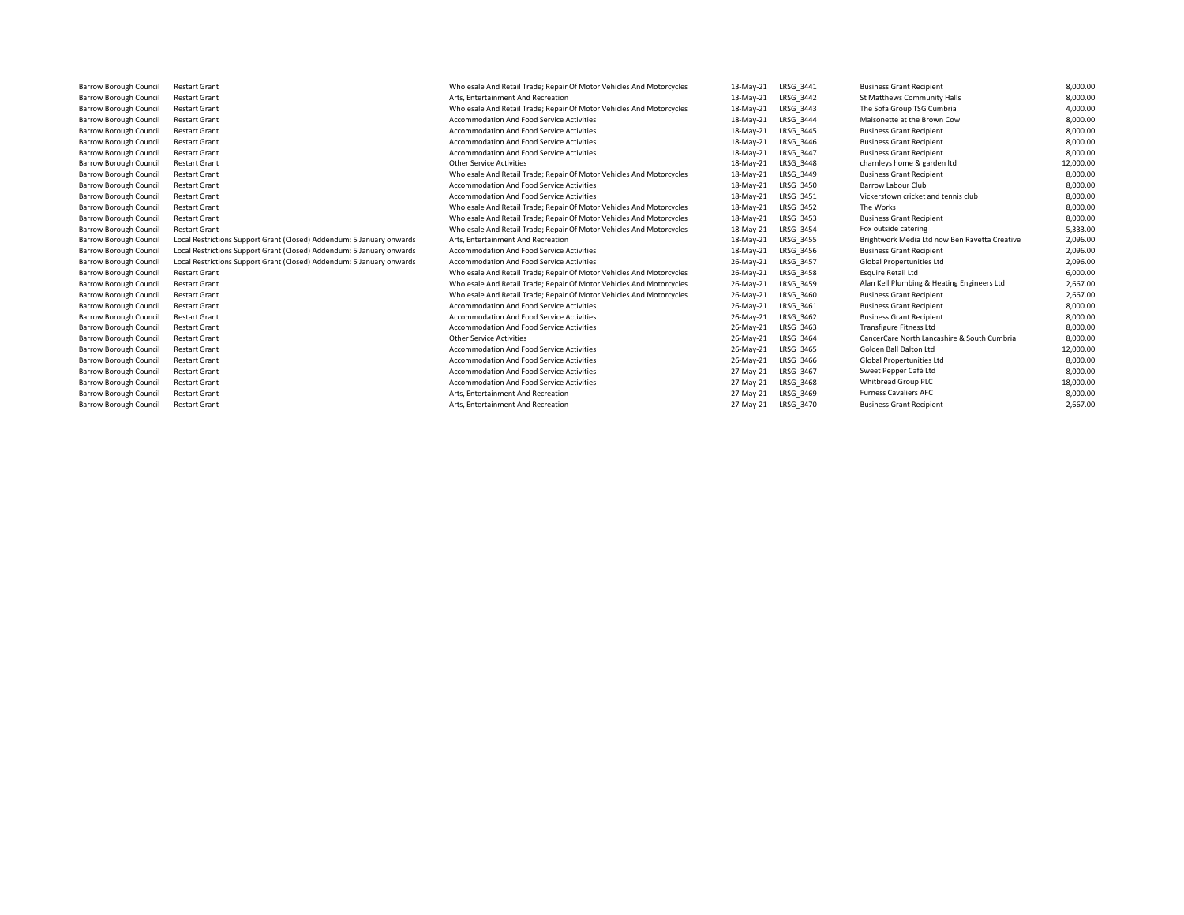| | | | | | | |
|---|---|---|---|---|---|---|
| Barrow Borough Council | Restart Grant | Wholesale And Retail Trade; Repair Of Motor Vehicles And Motorcycles | 13-May-21 | LRSG_3441 | Business Grant Recipient | 8,000.00 |
| Barrow Borough Council | Restart Grant | Arts, Entertainment And Recreation | 13-May-21 | LRSG_3442 | St Matthews Community Halls | 8,000.00 |
| Barrow Borough Council | Restart Grant | Wholesale And Retail Trade; Repair Of Motor Vehicles And Motorcycles | 18-May-21 | LRSG_3443 | The Sofa Group TSG Cumbria | 4,000.00 |
| Barrow Borough Council | Restart Grant | Accommodation And Food Service Activities | 18-May-21 | LRSG_3444 | Maisonette at the Brown Cow | 8,000.00 |
| Barrow Borough Council | Restart Grant | Accommodation And Food Service Activities | 18-May-21 | LRSG_3445 | Business Grant Recipient | 8,000.00 |
| Barrow Borough Council | Restart Grant | Accommodation And Food Service Activities | 18-May-21 | LRSG_3446 | Business Grant Recipient | 8,000.00 |
| Barrow Borough Council | Restart Grant | Accommodation And Food Service Activities | 18-May-21 | LRSG_3447 | Business Grant Recipient | 8,000.00 |
| Barrow Borough Council | Restart Grant | Other Service Activities | 18-May-21 | LRSG_3448 | charnleys home & garden ltd | 12,000.00 |
| Barrow Borough Council | Restart Grant | Wholesale And Retail Trade; Repair Of Motor Vehicles And Motorcycles | 18-May-21 | LRSG_3449 | Business Grant Recipient | 8,000.00 |
| Barrow Borough Council | Restart Grant | Accommodation And Food Service Activities | 18-May-21 | LRSG_3450 | Barrow Labour Club | 8,000.00 |
| Barrow Borough Council | Restart Grant | Accommodation And Food Service Activities | 18-May-21 | LRSG_3451 | Vickerstown cricket and tennis club | 8,000.00 |
| Barrow Borough Council | Restart Grant | Wholesale And Retail Trade; Repair Of Motor Vehicles And Motorcycles | 18-May-21 | LRSG_3452 | The Works | 8,000.00 |
| Barrow Borough Council | Restart Grant | Wholesale And Retail Trade; Repair Of Motor Vehicles And Motorcycles | 18-May-21 | LRSG_3453 | Business Grant Recipient | 8,000.00 |
| Barrow Borough Council | Restart Grant | Wholesale And Retail Trade; Repair Of Motor Vehicles And Motorcycles | 18-May-21 | LRSG_3454 | Fox outside catering | 5,333.00 |
| Barrow Borough Council | Local Restrictions Support Grant (Closed) Addendum: 5 January onwards | Arts, Entertainment And Recreation | 18-May-21 | LRSG_3455 | Brightwork Media Ltd now Ben Ravetta Creative | 2,096.00 |
| Barrow Borough Council | Local Restrictions Support Grant (Closed) Addendum: 5 January onwards | Accommodation And Food Service Activities | 18-May-21 | LRSG_3456 | Business Grant Recipient | 2,096.00 |
| Barrow Borough Council | Local Restrictions Support Grant (Closed) Addendum: 5 January onwards | Accommodation And Food Service Activities | 26-May-21 | LRSG_3457 | Global Propertunities Ltd | 2,096.00 |
| Barrow Borough Council | Restart Grant | Wholesale And Retail Trade; Repair Of Motor Vehicles And Motorcycles | 26-May-21 | LRSG_3458 | Esquire Retail Ltd | 6,000.00 |
| Barrow Borough Council | Restart Grant | Wholesale And Retail Trade; Repair Of Motor Vehicles And Motorcycles | 26-May-21 | LRSG_3459 | Alan Kell Plumbing & Heating Engineers Ltd | 2,667.00 |
| Barrow Borough Council | Restart Grant | Wholesale And Retail Trade; Repair Of Motor Vehicles And Motorcycles | 26-May-21 | LRSG_3460 | Business Grant Recipient | 2,667.00 |
| Barrow Borough Council | Restart Grant | Accommodation And Food Service Activities | 26-May-21 | LRSG_3461 | Business Grant Recipient | 8,000.00 |
| Barrow Borough Council | Restart Grant | Accommodation And Food Service Activities | 26-May-21 | LRSG_3462 | Business Grant Recipient | 8,000.00 |
| Barrow Borough Council | Restart Grant | Accommodation And Food Service Activities | 26-May-21 | LRSG_3463 | Transfigure Fitness Ltd | 8,000.00 |
| Barrow Borough Council | Restart Grant | Other Service Activities | 26-May-21 | LRSG_3464 | CancerCare North Lancashire & South Cumbria | 8,000.00 |
| Barrow Borough Council | Restart Grant | Accommodation And Food Service Activities | 26-May-21 | LRSG_3465 | Golden Ball Dalton Ltd | 12,000.00 |
| Barrow Borough Council | Restart Grant | Accommodation And Food Service Activities | 26-May-21 | LRSG_3466 | Global Propertunities Ltd | 8,000.00 |
| Barrow Borough Council | Restart Grant | Accommodation And Food Service Activities | 27-May-21 | LRSG_3467 | Sweet Pepper Café Ltd | 8,000.00 |
| Barrow Borough Council | Restart Grant | Accommodation And Food Service Activities | 27-May-21 | LRSG_3468 | Whitbread Group PLC | 18,000.00 |
| Barrow Borough Council | Restart Grant | Arts, Entertainment And Recreation | 27-May-21 | LRSG_3469 | Furness Cavaliers AFC | 8,000.00 |
| Barrow Borough Council | Restart Grant | Arts, Entertainment And Recreation | 27-May-21 | LRSG_3470 | Business Grant Recipient | 2,667.00 |